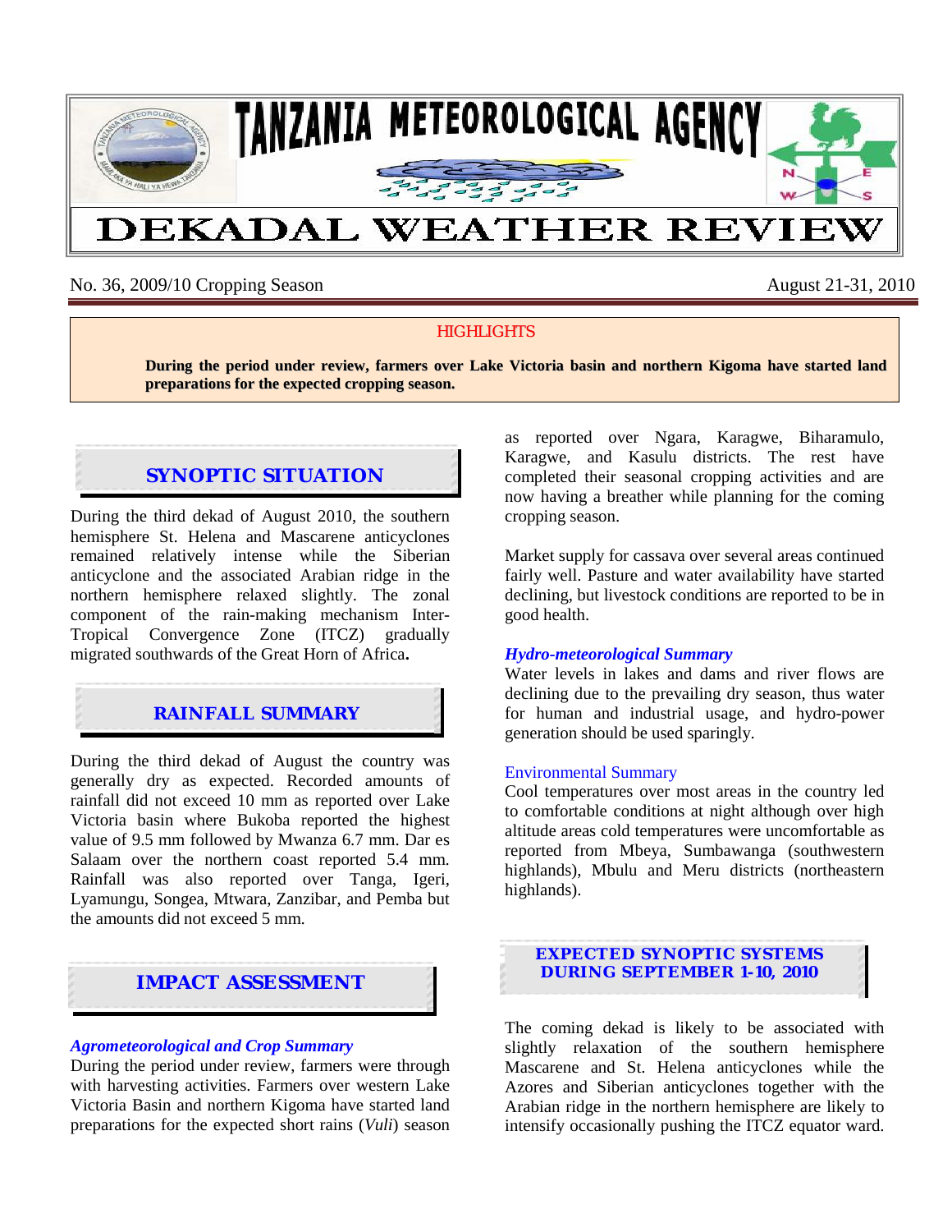# TANZANIA METEOROLOGICAL AGENCY

# DEKADAL WEATHER REVIEW

No. 36, 2009/10 Cropping Season — August 21-31, 2010

**HIGHLIGHTS**

**During the period under review, farmers over Lake Victoria basin and northern Kigoma have started land preparations for the expected cropping season.**

## SYNOPTIC SITUATION

During the third dekad of August 2010, the southern hemisphere St. Helena and Mascarene anticyclones remained relatively intense while the Siberian anticyclone and the associated Arabian ridge in the northern hemisphere relaxed slightly. The zonal component of the rain-making mechanism Inter-Tropical Convergence Zone (ITCZ) gradually migrated southwards of the Great Horn of Africa.

## RAINFALL SUMMARY

During the third dekad of August the country was generally dry as expected. Recorded amounts of rainfall did not exceed 10 mm as reported over Lake Victoria basin where Bukoba reported the highest value of 9.5 mm followed by Mwanza 6.7 mm. Dar es Salaam over the northern coast reported 5.4 mm. Rainfall was also reported over Tanga, Igeri, Lyamungu, Songea, Mtwara, Zanzibar, and Pemba but the amounts did not exceed 5 mm.

## IMPACT ASSESSMENT

### *Agrometeorological and Crop Summary*

During the period under review, farmers were through with harvesting activities. Farmers over western Lake Victoria Basin and northern Kigoma have started land preparations for the expected short rains (*Vuli*) season as reported over Ngara, Karagwe, Biharamulo, Karagwe, and Kasulu districts. The rest have completed their seasonal cropping activities and are now having a breather while planning for the coming cropping season.

Market supply for cassava over several areas continued fairly well. Pasture and water availability have started declining, but livestock conditions are reported to be in good health.

### *Hydro-meteorological Summary*

Water levels in lakes and dams and river flows are declining due to the prevailing dry season, thus water for human and industrial usage, and hydro-power generation should be used sparingly.

### Environmental Summary

Cool temperatures over most areas in the country led to comfortable conditions at night although over high altitude areas cold temperatures were uncomfortable as reported from Mbeya, Sumbawanga (southwestern highlands), Mbulu and Meru districts (northeastern highlands).

## EXPECTED SYNOPTIC SYSTEMS DURING SEPTEMBER 1-10, 2010

The coming dekad is likely to be associated with slightly relaxation of the southern hemisphere Mascarene and St. Helena anticyclones while the Azores and Siberian anticyclones together with the Arabian ridge in the northern hemisphere are likely to intensify occasionally pushing the ITCZ equator ward.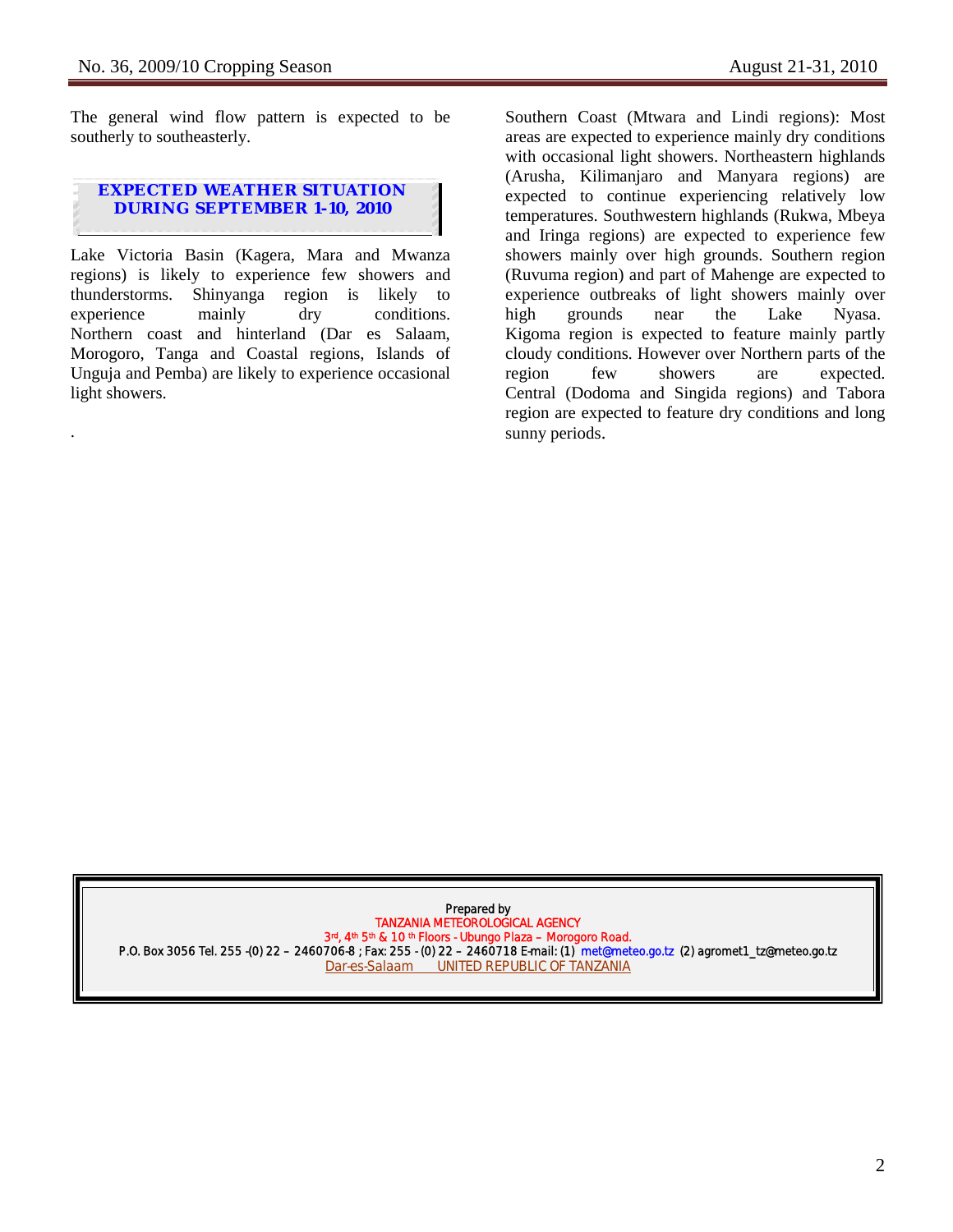The general wind flow pattern is expected to be southerly to southeasterly.

## EXPECTED WEATHER SITUATION DURING SEPTEMBER 1-10, 2010

Lake Victoria Basin (Kagera, Mara and Mwanza regions) is likely to experience few showers and thunderstorms. Shinyanga region is likely to experience mainly dry conditions. Northern coast and hinterland (Dar es Salaam, Morogoro, Tanga and Coastal regions, Islands of Unguja and Pemba) are likely to experience occasional light showers.

Southern Coast (Mtwara and Lindi regions): Most areas are expected to experience mainly dry conditions with occasional light showers. Northeastern highlands (Arusha, Kilimanjaro and Manyara regions) are expected to continue experiencing relatively low temperatures. Southwestern highlands (Rukwa, Mbeya and Iringa regions) are expected to experience few showers mainly over high grounds. Southern region (Ruvuma region) and part of Mahenge are expected to experience outbreaks of light showers mainly over high grounds near the Lake Nyasa. Kigoma region is expected to feature mainly partly cloudy conditions. However over Northern parts of the region few showers are expected. Central (Dodoma and Singida regions) and Tabora region are expected to feature dry conditions and long sunny periods.

Prepared by
TANZANIA METEOROLOGICAL AGENCY
3rd, 4th 5th & 10 th Floors - Ubungo Plaza – Morogoro Road.
P.O. Box 3056 Tel. 255 -(0) 22 – 2460706-8 ; Fax: 255 - (0) 22 – 2460718 E-mail: (1) met@meteo.go.tz (2) agromet1_tz@meteo.go.tz
Dar-es-Salaam UNITED REPUBLIC OF TANZANIA